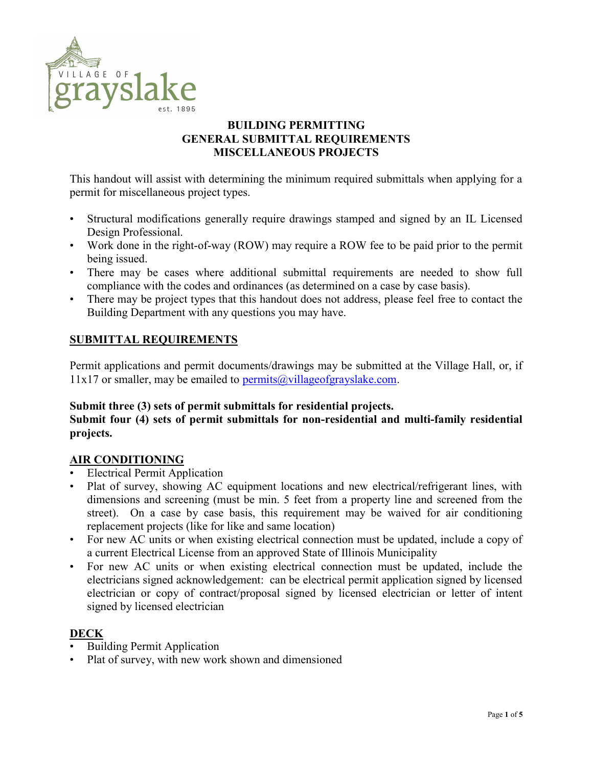VILLAGE OF grayslake est. 1895

# BUILDING PERMITTING
# GENERAL SUBMITTAL REQUIREMENTS
# MISCELLANEOUS PROJECTS

This handout will assist with determining the minimum required submittals when applying for a permit for miscellaneous project types.

- Structural modifications generally require drawings stamped and signed by an IL Licensed Design Professional.
- Work done in the right-of-way (ROW) may require a ROW fee to be paid prior to the permit being issued.
- There may be cases where additional submittal requirements are needed to show full compliance with the codes and ordinances (as determined on a case by case basis).
- There may be project types that this handout does not address, please feel free to contact the Building Department with any questions you may have.

## SUBMITTAL REQUIREMENTS

Permit applications and permit documents/drawings may be submitted at the Village Hall, or, if 11x17 or smaller, may be emailed to permits@villageofgrayslake.com.

**Submit three (3) sets of permit submittals for residential projects.**
**Submit four (4) sets of permit submittals for non-residential and multi-family residential projects.**

## AIR CONDITIONING

- Electrical Permit Application
- Plat of survey, showing AC equipment locations and new electrical/refrigerant lines, with dimensions and screening (must be min. 5 feet from a property line and screened from the street). On a case by case basis, this requirement may be waived for air conditioning replacement projects (like for like and same location)
- For new AC units or when existing electrical connection must be updated, include a copy of a current Electrical License from an approved State of Illinois Municipality
- For new AC units or when existing electrical connection must be updated, include the electricians signed acknowledgement: can be electrical permit application signed by licensed electrician or copy of contract/proposal signed by licensed electrician or letter of intent signed by licensed electrician

## DECK

- Building Permit Application
- Plat of survey, with new work shown and dimensioned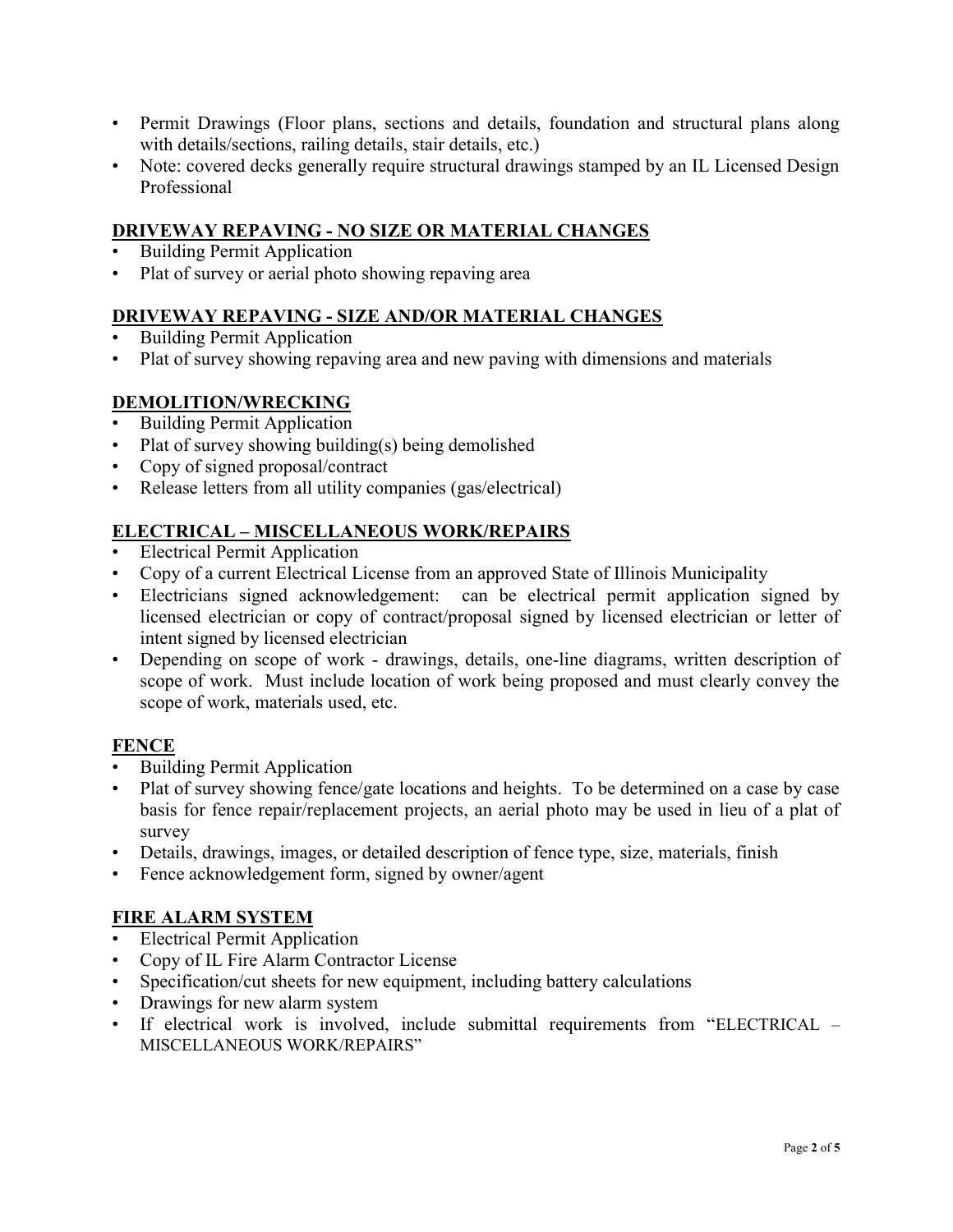- Permit Drawings (Floor plans, sections and details, foundation and structural plans along with details/sections, railing details, stair details, etc.)
- Note: covered decks generally require structural drawings stamped by an IL Licensed Design Professional

## DRIVEWAY REPAVING - NO SIZE OR MATERIAL CHANGES

- Building Permit Application
- Plat of survey or aerial photo showing repaving area

## DRIVEWAY REPAVING - SIZE AND/OR MATERIAL CHANGES

- Building Permit Application
- Plat of survey showing repaving area and new paving with dimensions and materials

## DEMOLITION/WRECKING

- Building Permit Application
- Plat of survey showing building(s) being demolished
- Copy of signed proposal/contract
- Release letters from all utility companies (gas/electrical)

## ELECTRICAL – MISCELLANEOUS WORK/REPAIRS

- Electrical Permit Application
- Copy of a current Electrical License from an approved State of Illinois Municipality
- Electricians signed acknowledgement: can be electrical permit application signed by licensed electrician or copy of contract/proposal signed by licensed electrician or letter of intent signed by licensed electrician
- Depending on scope of work - drawings, details, one-line diagrams, written description of scope of work. Must include location of work being proposed and must clearly convey the scope of work, materials used, etc.

## FENCE

- Building Permit Application
- Plat of survey showing fence/gate locations and heights. To be determined on a case by case basis for fence repair/replacement projects, an aerial photo may be used in lieu of a plat of survey
- Details, drawings, images, or detailed description of fence type, size, materials, finish
- Fence acknowledgement form, signed by owner/agent

## FIRE ALARM SYSTEM

- Electrical Permit Application
- Copy of IL Fire Alarm Contractor License
- Specification/cut sheets for new equipment, including battery calculations
- Drawings for new alarm system
- If electrical work is involved, include submittal requirements from "ELECTRICAL – MISCELLANEOUS WORK/REPAIRS"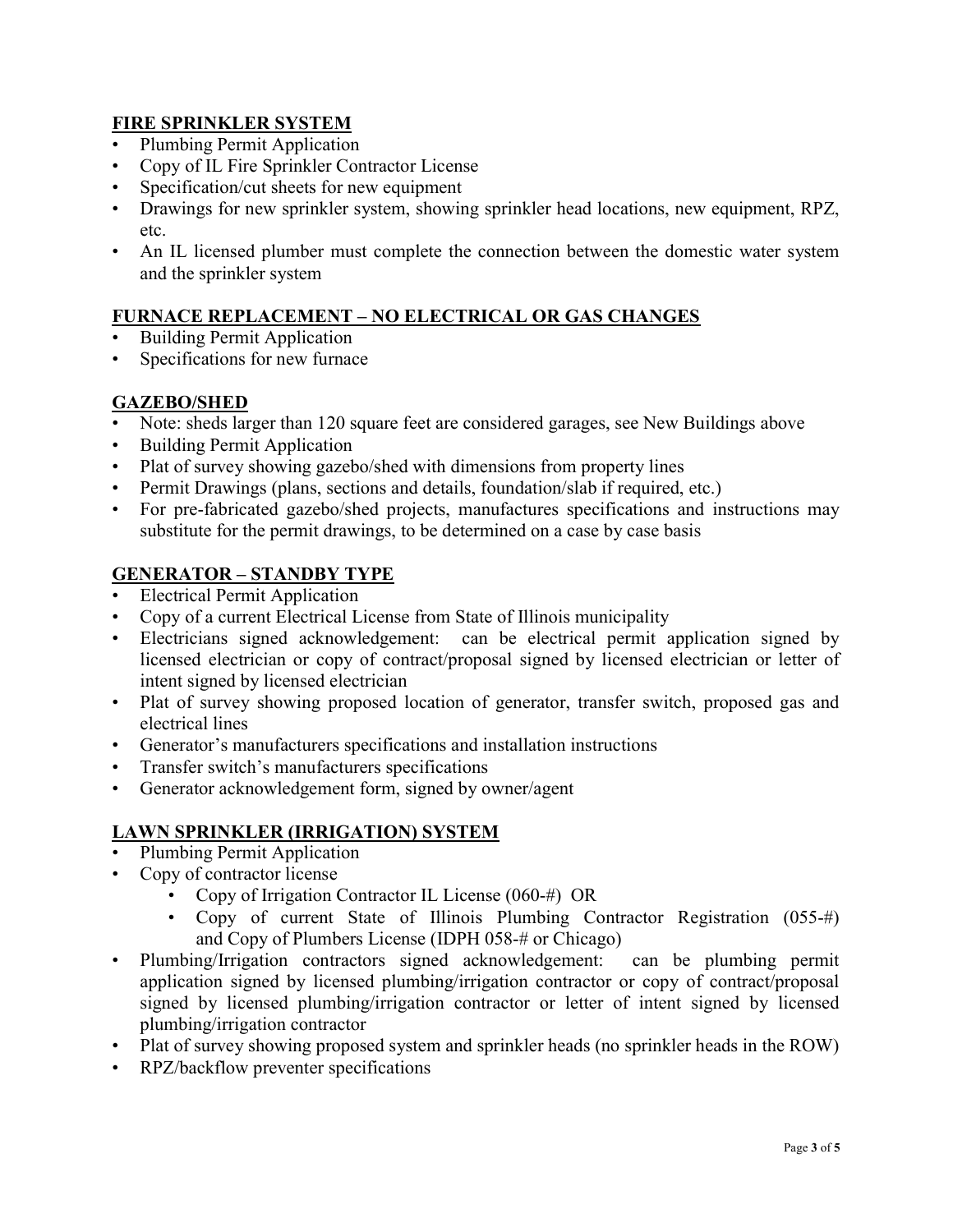## FIRE SPRINKLER SYSTEM

- Plumbing Permit Application
- Copy of IL Fire Sprinkler Contractor License
- Specification/cut sheets for new equipment
- Drawings for new sprinkler system, showing sprinkler head locations, new equipment, RPZ, etc.
- An IL licensed plumber must complete the connection between the domestic water system and the sprinkler system

## FURNACE REPLACEMENT – NO ELECTRICAL OR GAS CHANGES

- Building Permit Application
- Specifications for new furnace

## GAZEBO/SHED

- Note: sheds larger than 120 square feet are considered garages, see New Buildings above
- Building Permit Application
- Plat of survey showing gazebo/shed with dimensions from property lines
- Permit Drawings (plans, sections and details, foundation/slab if required, etc.)
- For pre-fabricated gazebo/shed projects, manufactures specifications and instructions may substitute for the permit drawings, to be determined on a case by case basis

## GENERATOR – STANDBY TYPE

- Electrical Permit Application
- Copy of a current Electrical License from State of Illinois municipality
- Electricians signed acknowledgement: can be electrical permit application signed by licensed electrician or copy of contract/proposal signed by licensed electrician or letter of intent signed by licensed electrician
- Plat of survey showing proposed location of generator, transfer switch, proposed gas and electrical lines
- Generator's manufacturers specifications and installation instructions
- Transfer switch's manufacturers specifications
- Generator acknowledgement form, signed by owner/agent

## LAWN SPRINKLER (IRRIGATION) SYSTEM

- Plumbing Permit Application
- Copy of contractor license
    - Copy of Irrigation Contractor IL License (060-#) OR
    - Copy of current State of Illinois Plumbing Contractor Registration (055-#) and Copy of Plumbers License (IDPH 058-# or Chicago)
- Plumbing/Irrigation contractors signed acknowledgement: can be plumbing permit application signed by licensed plumbing/irrigation contractor or copy of contract/proposal signed by licensed plumbing/irrigation contractor or letter of intent signed by licensed plumbing/irrigation contractor
- Plat of survey showing proposed system and sprinkler heads (no sprinkler heads in the ROW)
- RPZ/backflow preventer specifications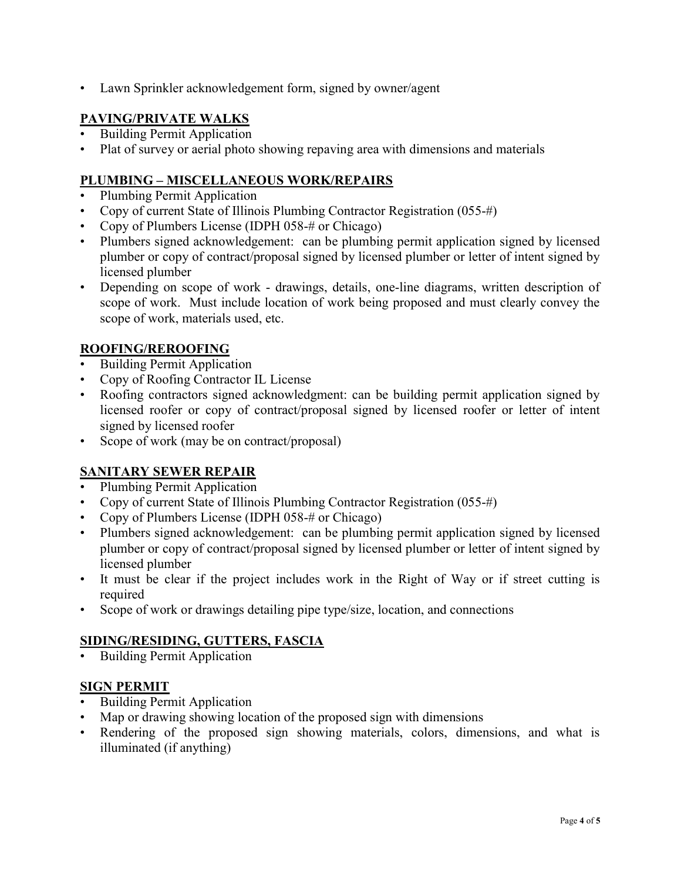- Lawn Sprinkler acknowledgement form, signed by owner/agent

## PAVING/PRIVATE WALKS

- Building Permit Application
- Plat of survey or aerial photo showing repaving area with dimensions and materials

## PLUMBING – MISCELLANEOUS WORK/REPAIRS

- Plumbing Permit Application
- Copy of current State of Illinois Plumbing Contractor Registration (055-#)
- Copy of Plumbers License (IDPH 058-# or Chicago)
- Plumbers signed acknowledgement: can be plumbing permit application signed by licensed plumber or copy of contract/proposal signed by licensed plumber or letter of intent signed by licensed plumber
- Depending on scope of work - drawings, details, one-line diagrams, written description of scope of work. Must include location of work being proposed and must clearly convey the scope of work, materials used, etc.

## ROOFING/REROOFING

- Building Permit Application
- Copy of Roofing Contractor IL License
- Roofing contractors signed acknowledgment: can be building permit application signed by licensed roofer or copy of contract/proposal signed by licensed roofer or letter of intent signed by licensed roofer
- Scope of work (may be on contract/proposal)

## SANITARY SEWER REPAIR

- Plumbing Permit Application
- Copy of current State of Illinois Plumbing Contractor Registration (055-#)
- Copy of Plumbers License (IDPH 058-# or Chicago)
- Plumbers signed acknowledgement: can be plumbing permit application signed by licensed plumber or copy of contract/proposal signed by licensed plumber or letter of intent signed by licensed plumber
- It must be clear if the project includes work in the Right of Way or if street cutting is required
- Scope of work or drawings detailing pipe type/size, location, and connections

## SIDING/RESIDING, GUTTERS, FASCIA

- Building Permit Application

## SIGN PERMIT

- Building Permit Application
- Map or drawing showing location of the proposed sign with dimensions
- Rendering of the proposed sign showing materials, colors, dimensions, and what is illuminated (if anything)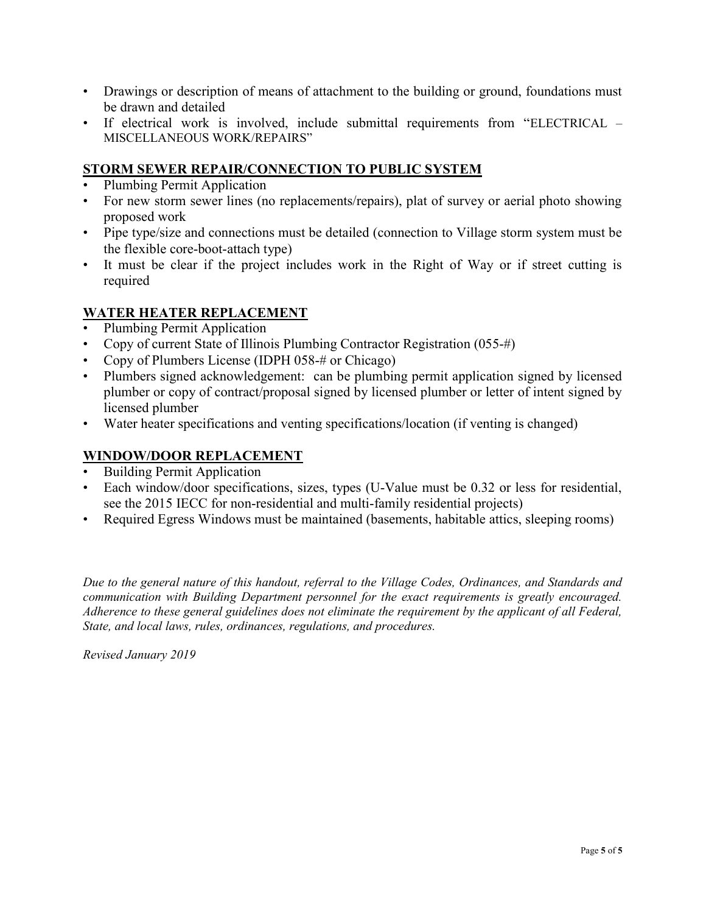- Drawings or description of means of attachment to the building or ground, foundations must be drawn and detailed
- If electrical work is involved, include submittal requirements from "ELECTRICAL – MISCELLANEOUS WORK/REPAIRS"

## STORM SEWER REPAIR/CONNECTION TO PUBLIC SYSTEM

- Plumbing Permit Application
- For new storm sewer lines (no replacements/repairs), plat of survey or aerial photo showing proposed work
- Pipe type/size and connections must be detailed (connection to Village storm system must be the flexible core-boot-attach type)
- It must be clear if the project includes work in the Right of Way or if street cutting is required

## WATER HEATER REPLACEMENT

- Plumbing Permit Application
- Copy of current State of Illinois Plumbing Contractor Registration (055-#)
- Copy of Plumbers License (IDPH 058-# or Chicago)
- Plumbers signed acknowledgement: can be plumbing permit application signed by licensed plumber or copy of contract/proposal signed by licensed plumber or letter of intent signed by licensed plumber
- Water heater specifications and venting specifications/location (if venting is changed)

## WINDOW/DOOR REPLACEMENT

- Building Permit Application
- Each window/door specifications, sizes, types (U-Value must be 0.32 or less for residential, see the 2015 IECC for non-residential and multi-family residential projects)
- Required Egress Windows must be maintained (basements, habitable attics, sleeping rooms)

*Due to the general nature of this handout, referral to the Village Codes, Ordinances, and Standards and communication with Building Department personnel for the exact requirements is greatly encouraged. Adherence to these general guidelines does not eliminate the requirement by the applicant of all Federal, State, and local laws, rules, ordinances, regulations, and procedures.*

*Revised January 2019*